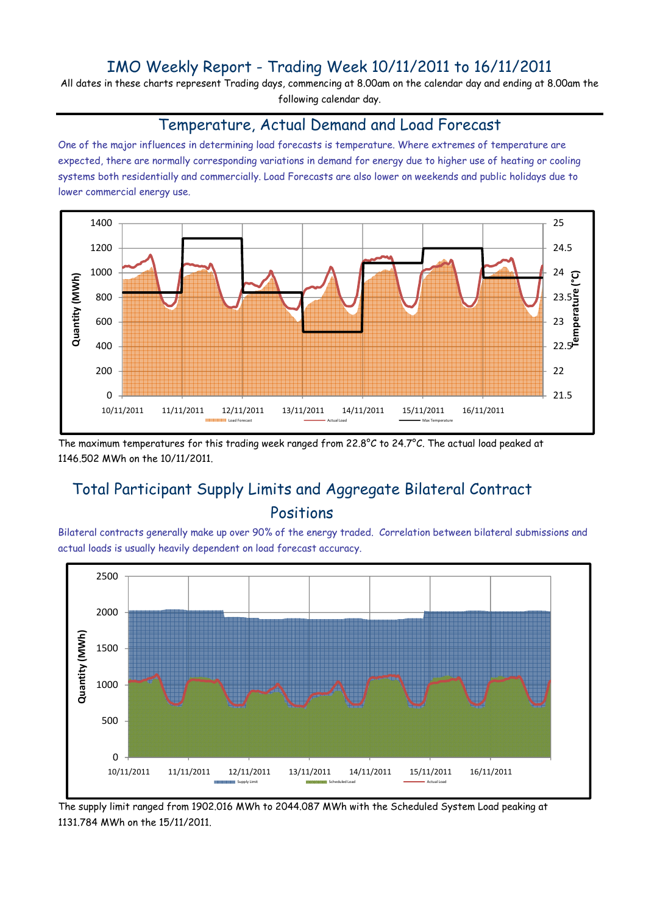# IMO Weekly Report - Trading Week 10/11/2011 to 16/11/2011

All dates in these charts represent Trading days, commencing at 8.00am on the calendar day and ending at 8.00am the following calendar day.

## Temperature, Actual Demand and Load Forecast

One of the major influences in determining load forecasts is temperature. Where extremes of temperature are expected, there are normally corresponding variations in demand for energy due to higher use of heating or cooling systems both residentially and commercially. Load Forecasts are also lower on weekends and public holidays due to lower commercial energy use.

Quantity (MWh)
1400
1200
1000
800
600
400
200
0
Temperature (°C)
25
24.5
24
23.5
23
22.5
22
21.5
10/11/2011 11/11/2011 12/11/2011 13/11/2011 14/11/2011 15/11/2011 16/11/2011
Load Forecast
Actual Load
Max Temperature

The maximum temperatures for this trading week ranged from 22.8°C to 24.7°C. The actual load peaked at 1146.502 MWh on the 10/11/2011.

## Total Participant Supply Limits and Aggregate Bilateral Contract Positions

Bilateral contracts generally make up over 90% of the energy traded. Correlation between bilateral submissions and actual loads is usually heavily dependent on load forecast accuracy.

Quantity (MWh)
2500
2000
1500
1000
500
0
10/11/2011 11/11/2011 12/11/2011 13/11/2011 14/11/2011 15/11/2011 16/11/2011
Supply Limit
Scheduled Load
Actual Load

The supply limit ranged from 1902.016 MWh to 2044.087 MWh with the Scheduled System Load peaking at 1131.784 MWh on the 15/11/2011.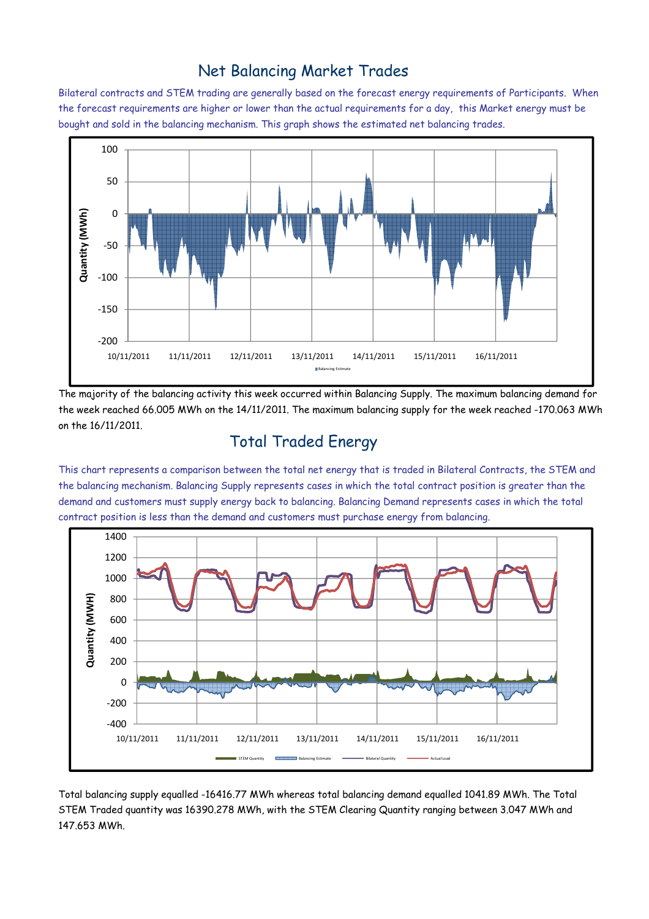## Net Balancing Market Trades

Bilateral contracts and STEM trading are generally based on the forecast energy requirements of Participants. When the forecast requirements are higher or lower than the actual requirements for a day, this Market energy must be bought and sold in the balancing mechanism. This graph shows the estimated net balancing trades.

Quantity (MWh)
100
50
0
-50
-100
-150
-200
10/11/2011
11/11/2011
12/11/2011
13/11/2011
14/11/2011
15/11/2011
16/11/2011
Balancing Estimate

The majority of the balancing activity this week occurred within Balancing Supply. The maximum balancing demand for the week reached 66.005 MWh on the 14/11/2011. The maximum balancing supply for the week reached -170.063 MWh on the 16/11/2011.

## Total Traded Energy

This chart represents a comparison between the total net energy that is traded in Bilateral Contracts, the STEM and the balancing mechanism. Balancing Supply represents cases in which the total contract position is greater than the demand and customers must supply energy back to balancing. Balancing Demand represents cases in which the total contract position is less than the demand and customers must purchase energy from balancing.

Quantity (MWH)
1400
1200
1000
800
600
400
200
0
-200
-400
10/11/2011
11/11/2011
12/11/2011
13/11/2011
14/11/2011
15/11/2011
16/11/2011
STEM Quantity
Balancing Estimate
Bilateral Quantity
Actual Load

Total balancing supply equalled -16416.77 MWh whereas total balancing demand equalled 1041.89 MWh. The Total STEM Traded quantity was 16390.278 MWh, with the STEM Clearing Quantity ranging between 3.047 MWh and 147.653 MWh.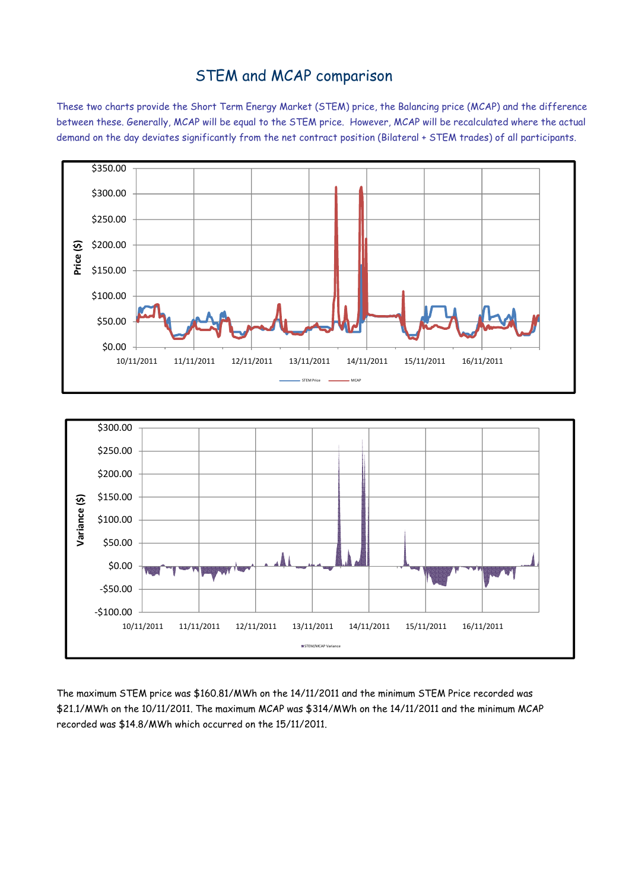# STEM and MCAP comparison

These two charts provide the Short Term Energy Market (STEM) price, the Balancing price (MCAP) and the difference between these. Generally, MCAP will be equal to the STEM price. However, MCAP will be recalculated where the actual demand on the day deviates significantly from the net contract position (Bilateral + STEM trades) of all participants.

Price ($)

$350.00
$300.00
$250.00
$200.00
$150.00
$100.00
$50.00
$0.00

10/11/2011 11/11/2011 12/11/2011 13/11/2011 14/11/2011 15/11/2011 16/11/2011

STEM Price MCAP

Variance ($)

$300.00
$250.00
$200.00
$150.00
$100.00
$50.00
$0.00
-$50.00
-$100.00

10/11/2011 11/11/2011 12/11/2011 13/11/2011 14/11/2011 15/11/2011 16/11/2011

STEM/MCAP Variance

The maximum STEM price was $160.81/MWh on the 14/11/2011 and the minimum STEM Price recorded was $21.1/MWh on the 10/11/2011. The maximum MCAP was $314/MWh on the 14/11/2011 and the minimum MCAP recorded was $14.8/MWh which occurred on the 15/11/2011.